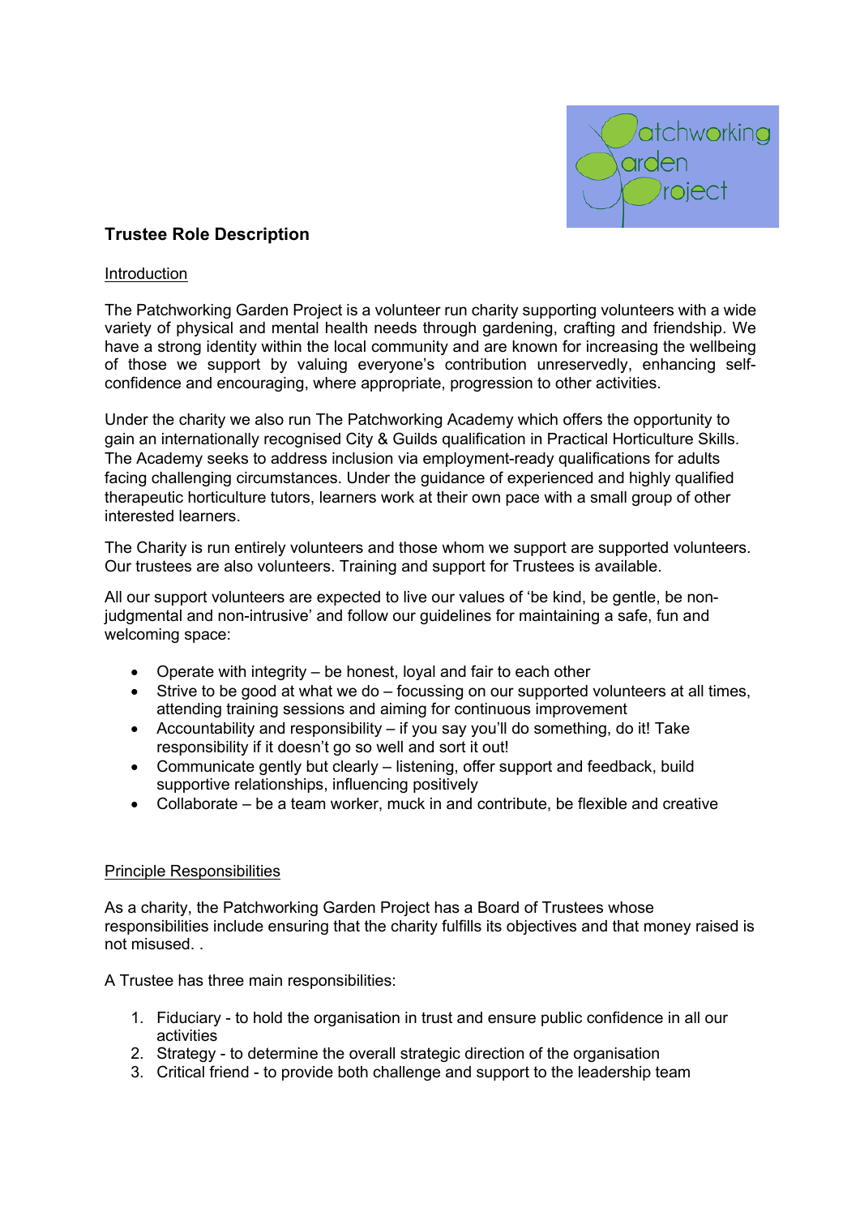# Trustee Role Description

## Introduction

The Patchworking Garden Project is a volunteer run charity supporting volunteers with a wide variety of physical and mental health needs through gardening, crafting and friendship. We have a strong identity within the local community and are known for increasing the wellbeing of those we support by valuing everyone's contribution unreservedly, enhancing self-confidence and encouraging, where appropriate, progression to other activities.

Under the charity we also run The Patchworking Academy which offers the opportunity to gain an internationally recognised City & Guilds qualification in Practical Horticulture Skills. The Academy seeks to address inclusion via employment-ready qualifications for adults facing challenging circumstances. Under the guidance of experienced and highly qualified therapeutic horticulture tutors, learners work at their own pace with a small group of other interested learners.

The Charity is run entirely volunteers and those whom we support are supported volunteers. Our trustees are also volunteers. Training and support for Trustees is available.

All our support volunteers are expected to live our values of 'be kind, be gentle, be non-judgmental and non-intrusive' and follow our guidelines for maintaining a safe, fun and welcoming space:

- Operate with integrity – be honest, loyal and fair to each other
- Strive to be good at what we do – focussing on our supported volunteers at all times, attending training sessions and aiming for continuous improvement
- Accountability and responsibility – if you say you'll do something, do it! Take responsibility if it doesn't go so well and sort it out!
- Communicate gently but clearly – listening, offer support and feedback, build supportive relationships, influencing positively
- Collaborate – be a team worker, muck in and contribute, be flexible and creative

## Principle Responsibilities

As a charity, the Patchworking Garden Project has a Board of Trustees whose responsibilities include ensuring that the charity fulfills its objectives and that money raised is not misused. .

A Trustee has three main responsibilities:

1. Fiduciary - to hold the organisation in trust and ensure public confidence in all our activities
2. Strategy - to determine the overall strategic direction of the organisation
3. Critical friend - to provide both challenge and support to the leadership team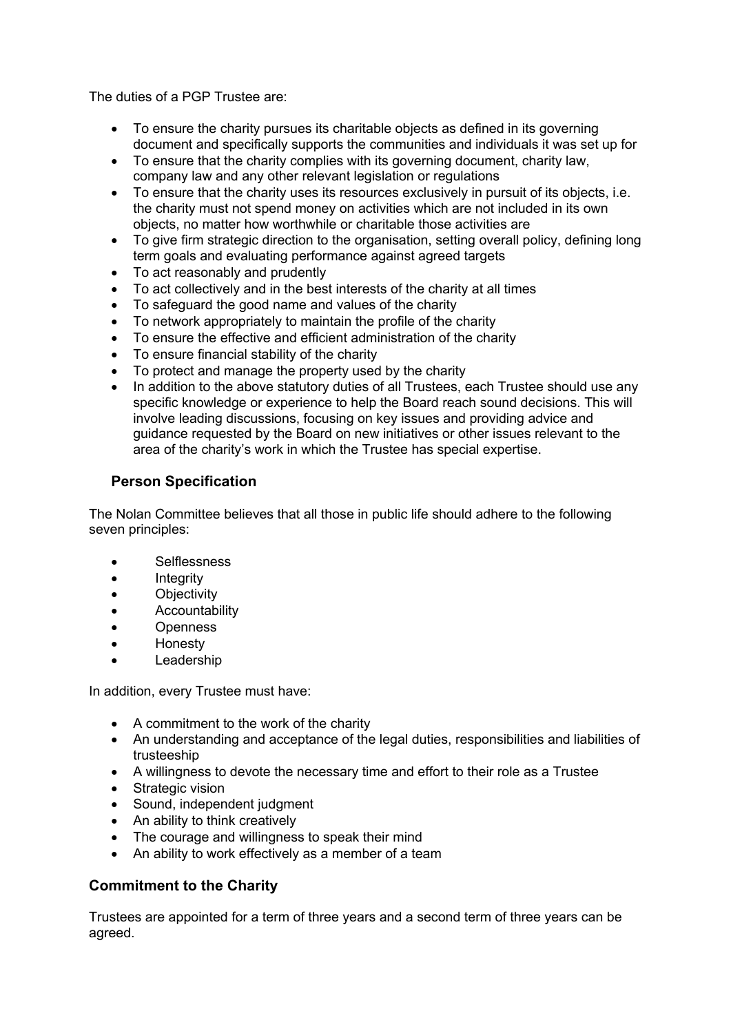The duties of a PGP Trustee are:

- To ensure the charity pursues its charitable objects as defined in its governing document and specifically supports the communities and individuals it was set up for
- To ensure that the charity complies with its governing document, charity law, company law and any other relevant legislation or regulations
- To ensure that the charity uses its resources exclusively in pursuit of its objects, i.e. the charity must not spend money on activities which are not included in its own objects, no matter how worthwhile or charitable those activities are
- To give firm strategic direction to the organisation, setting overall policy, defining long term goals and evaluating performance against agreed targets
- To act reasonably and prudently
- To act collectively and in the best interests of the charity at all times
- To safeguard the good name and values of the charity
- To network appropriately to maintain the profile of the charity
- To ensure the effective and efficient administration of the charity
- To ensure financial stability of the charity
- To protect and manage the property used by the charity
- In addition to the above statutory duties of all Trustees, each Trustee should use any specific knowledge or experience to help the Board reach sound decisions. This will involve leading discussions, focusing on key issues and providing advice and guidance requested by the Board on new initiatives or other issues relevant to the area of the charity's work in which the Trustee has special expertise.

## Person Specification

The Nolan Committee believes that all those in public life should adhere to the following seven principles:

- Selflessness
- Integrity
- Objectivity
- Accountability
- Openness
- Honesty
- Leadership

In addition, every Trustee must have:

- A commitment to the work of the charity
- An understanding and acceptance of the legal duties, responsibilities and liabilities of trusteeship
- A willingness to devote the necessary time and effort to their role as a Trustee
- Strategic vision
- Sound, independent judgment
- An ability to think creatively
- The courage and willingness to speak their mind
- An ability to work effectively as a member of a team

## Commitment to the Charity

Trustees are appointed for a term of three years and a second term of three years can be agreed.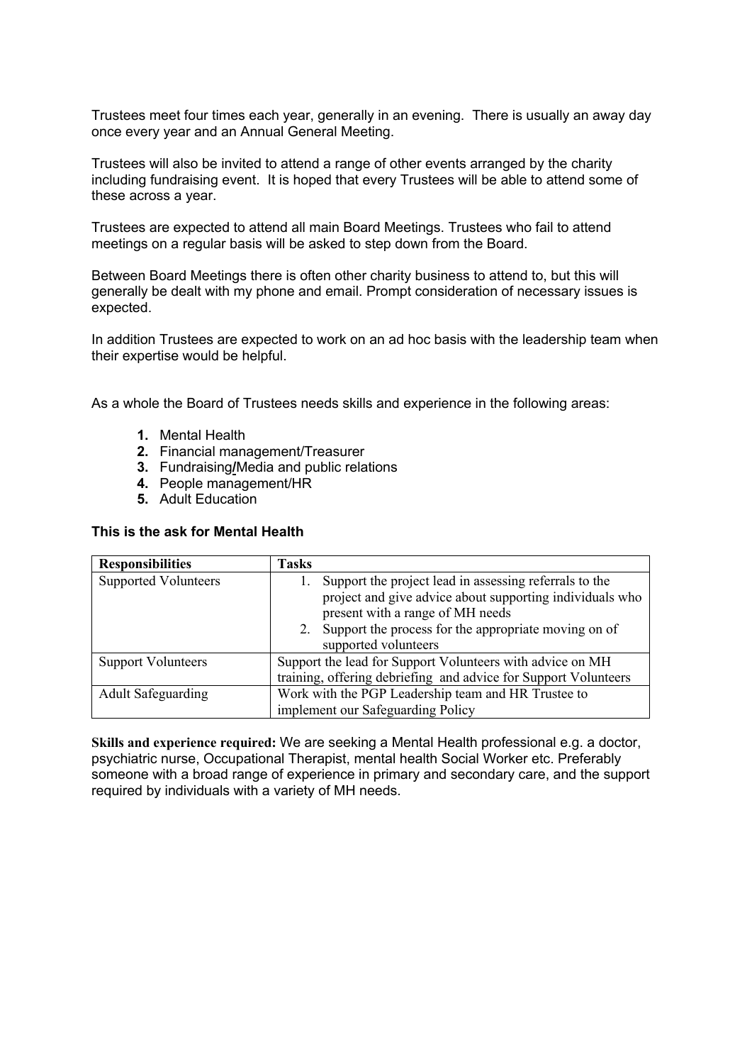Trustees meet four times each year, generally in an evening.  There is usually an away day once every year and an Annual General Meeting.

Trustees will also be invited to attend a range of other events arranged by the charity including fundraising event.  It is hoped that every Trustees will be able to attend some of these across a year.

Trustees are expected to attend all main Board Meetings. Trustees who fail to attend meetings on a regular basis will be asked to step down from the Board.

Between Board Meetings there is often other charity business to attend to, but this will generally be dealt with my phone and email. Prompt consideration of necessary issues is expected.

In addition Trustees are expected to work on an ad hoc basis with the leadership team when their expertise would be helpful.

As a whole the Board of Trustees needs skills and experience in the following areas:

1. Mental Health
2. Financial management/Treasurer
3. Fundraising/Media and public relations
4. People management/HR
5. Adult Education

**This is the ask for Mental Health**

| **Responsibilities** | **Tasks** |
|---|---|
| Supported Volunteers | 1. Support the project lead in assessing referrals to the project and give advice about supporting individuals who present with a range of MH needs<br>2. Support the process for the appropriate moving on of supported volunteers |
| Support Volunteers | Support the lead for Support Volunteers with advice on MH training, offering debriefing and advice for Support Volunteers |
| Adult Safeguarding | Work with the PGP Leadership team and HR Trustee to implement our Safeguarding Policy |

**Skills and experience required:** We are seeking a Mental Health professional e.g. a doctor, psychiatric nurse, Occupational Therapist, mental health Social Worker etc. Preferably someone with a broad range of experience in primary and secondary care, and the support required by individuals with a variety of MH needs.